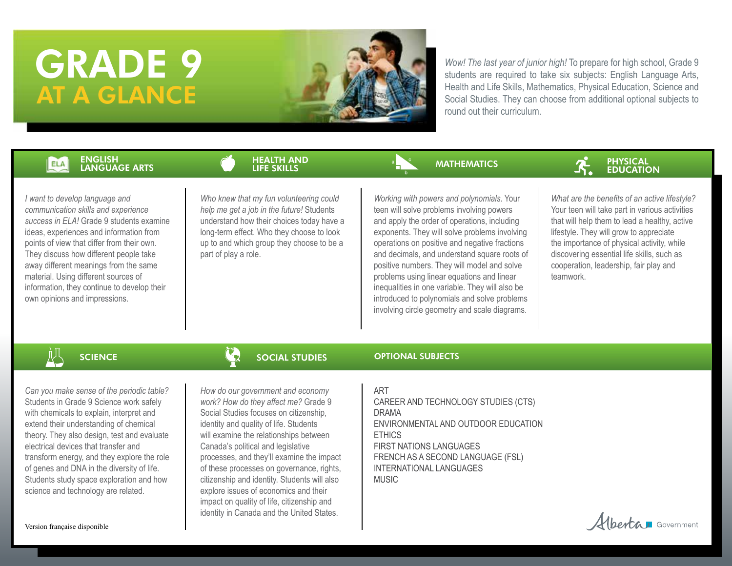# GRADE 9 AT A GLANCE

*Wow! The last year of junior high!* To prepare for high school, Grade 9 students are required to take six subjects: English Language Arts, Health and Life Skills, Mathematics, Physical Education, Science and Social Studies. They can choose from additional optional subjects to round out their curriculum.

## ENGLISH LANGUAGE ARTS

*I want to develop language and communication skills and experience success in ELA!* Grade 9 students examine ideas, experiences and information from points of view that differ from their own. They discuss how different people take away different meanings from the same material. Using different sources of information, they continue to develop their own opinions and impressions.

## HEALTH AND LIFE SKILLS

*Who knew that my fun volunteering could help me get a job in the future!* Students understand how their choices today have a long-term effect. Who they choose to look up to and which group they choose to be a part of play a role.

## MATHEMATICS

*Working with powers and polynomials.* Your teen will solve problems involving powers and apply the order of operations, including exponents. They will solve problems involving operations on positive and negative fractions and decimals, and understand square roots of positive numbers. They will model and solve problems using linear equations and linear inequalities in one variable. They will also be introduced to polynomials and solve problems involving circle geometry and scale diagrams.

## PHYSICAL EDUCATION

*What are the benefits of an active lifestyle?* Your teen will take part in various activities that will help them to lead a healthy, active lifestyle. They will grow to appreciate the importance of physical activity, while discovering essential life skills, such as cooperation, leadership, fair play and teamwork.

## SCIENCE

*Can you make sense of the periodic table?* Students in Grade 9 Science work safely with chemicals to explain, interpret and extend their understanding of chemical theory. They also design, test and evaluate electrical devices that transfer and transform energy, and they explore the role of genes and DNA in the diversity of life. Students study space exploration and how science and technology are related.

## SOCIAL STUDIES

*How do our government and economy work? How do they affect me?* Grade 9 Social Studies focuses on citizenship, identity and quality of life. Students will examine the relationships between Canada's political and legislative processes, and they'll examine the impact of these processes on governance, rights, citizenship and identity. Students will also explore issues of economics and their impact on quality of life, citizenship and identity in Canada and the United States.

## OPTIONAL SUBJECTS

- ART
- CAREER AND TECHNOLOGY STUDIES (CTS)
- DRAMA
- ENVIRONMENTAL AND OUTDOOR EDUCATION
- ETHICS
- FIRST NATIONS LANGUAGES
- FRENCH AS A SECOND LANGUAGE (FSL)
- INTERNATIONAL LANGUAGES
- MUSIC

Version française disponible

Alberta Government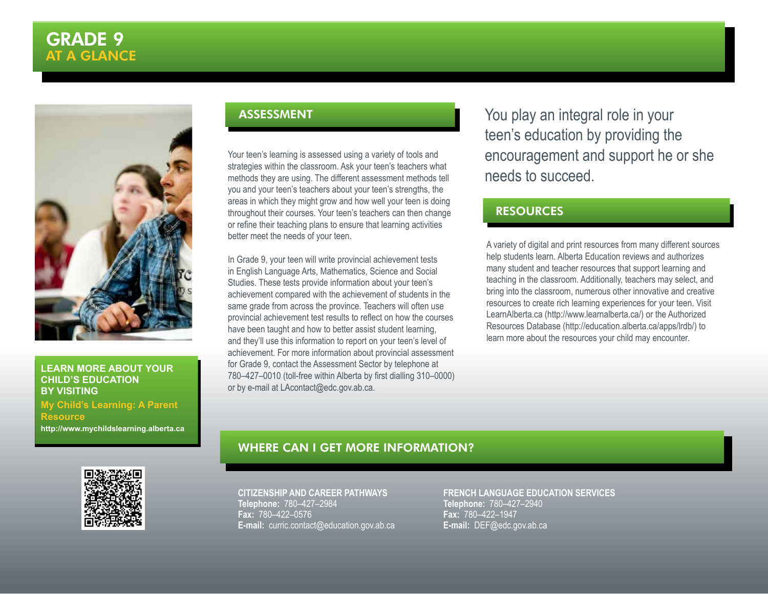# GRADE 9
## AT A GLANCE

**LEARN MORE ABOUT YOUR CHILD'S EDUCATION BY VISITING**

**My Child's Learning: A Parent Resource**

**http://www.mychildslearning.alberta.ca**

## ASSESSMENT

Your teen's learning is assessed using a variety of tools and strategies within the classroom. Ask your teen's teachers what methods they are using. The different assessment methods tell you and your teen's teachers about your teen's strengths, the areas in which they might grow and how well your teen is doing throughout their courses. Your teen's teachers can then change or refine their teaching plans to ensure that learning activities better meet the needs of your teen.

In Grade 9, your teen will write provincial achievement tests in English Language Arts, Mathematics, Science and Social Studies. These tests provide information about your teen's achievement compared with the achievement of students in the same grade from across the province. Teachers will often use provincial achievement test results to reflect on how the courses have been taught and how to better assist student learning, and they'll use this information to report on your teen's level of achievement. For more information about provincial assessment for Grade 9, contact the Assessment Sector by telephone at 780–427–0010 (toll-free within Alberta by first dialling 310–0000) or by e-mail at LAcontact@edc.gov.ab.ca.

You play an integral role in your teen's education by providing the encouragement and support he or she needs to succeed.

## RESOURCES

A variety of digital and print resources from many different sources help students learn. Alberta Education reviews and authorizes many student and teacher resources that support learning and teaching in the classroom. Additionally, teachers may select, and bring into the classroom, numerous other innovative and creative resources to create rich learning experiences for your teen. Visit LearnAlberta.ca (http://www.learnalberta.ca/) or the Authorized Resources Database (http://education.alberta.ca/apps/lrdb/) to learn more about the resources your child may encounter.

## WHERE CAN I GET MORE INFORMATION?

**CITIZENSHIP AND CAREER PATHWAYS**
**Telephone:** 780–427–2984
**Fax:** 780–422–0576
**E-mail:** curric.contact@education.gov.ab.ca

**FRENCH LANGUAGE EDUCATION SERVICES**
**Telephone:** 780–427–2940
**Fax:** 780–422–1947
**E-mail:** DEF@edc.gov.ab.ca